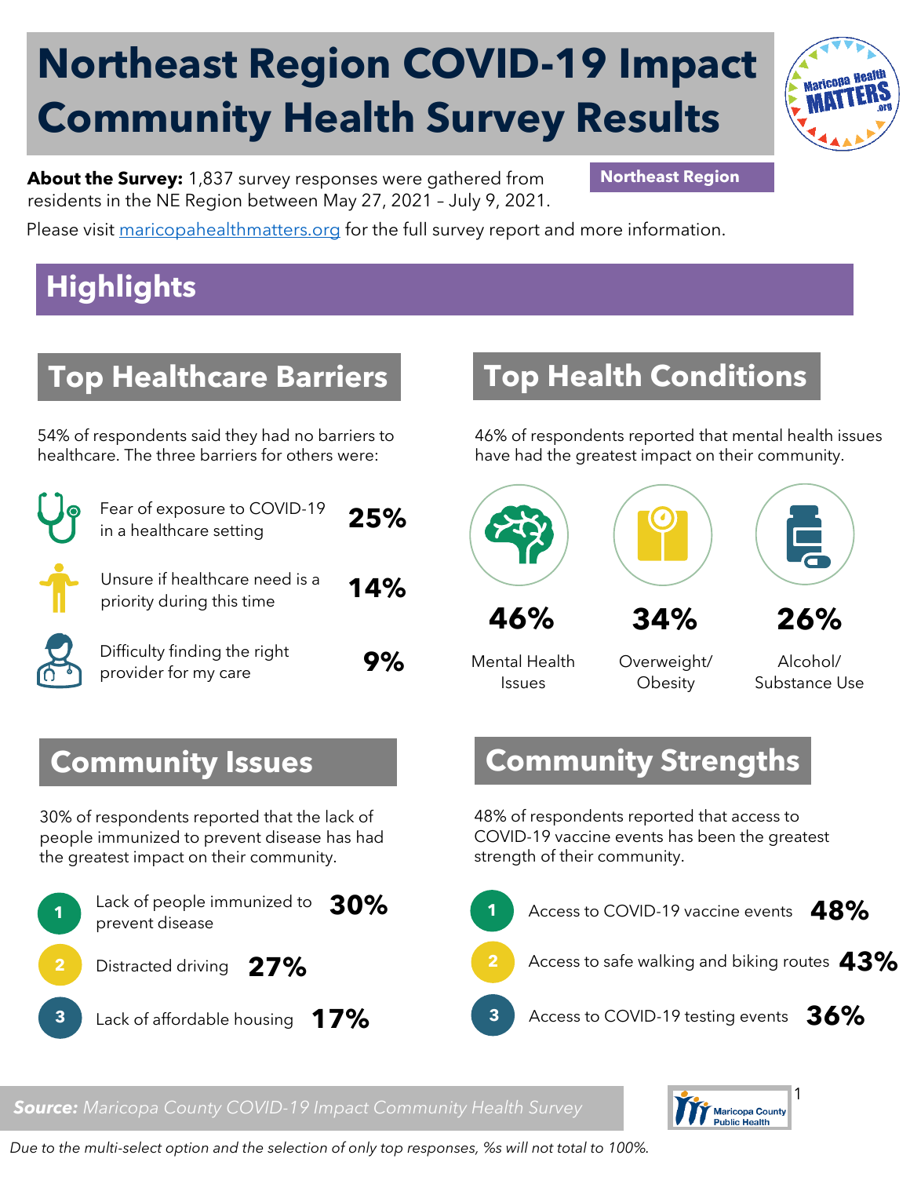# Northeast Region COVID-19 Impact Community Health Survey Results

**About the Survey:** 1,837 survey responses were gathered from residents in the NE Region between May 27, 2021 – July 9, 2021.

**Northeast Region**

Please visit maricopahealthmatters.org for the full survey report and more information.

## Highlights

### Top Healthcare Barriers

54% of respondents said they had no barriers to healthcare. The three barriers for others were:

- Fear of exposure to COVID-19 in a healthcare setting **25%**
- Unsure if healthcare need is a priority during this time **14%**
- Difficulty finding the right provider for my care **9%**

### Top Health Conditions

46% of respondents reported that mental health issues have had the greatest impact on their community.

- **46%** Mental Health Issues
- **34%** Overweight/ Obesity
- **26%** Alcohol/ Substance Use

### Community Issues

30% of respondents reported that the lack of people immunized to prevent disease has had the greatest impact on their community.

1. Lack of people immunized to prevent disease **30%**
2. Distracted driving **27%**
3. Lack of affordable housing **17%**

### Community Strengths

48% of respondents reported that access to COVID-19 vaccine events has been the greatest strength of their community.

1. Access to COVID-19 vaccine events **48%**
2. Access to safe walking and biking routes **43%**
3. Access to COVID-19 testing events **36%**

***Source:*** *Maricopa County COVID-19 Impact Community Health Survey*

*Due to the multi-select option and the selection of only top responses, %s will not total to 100%.*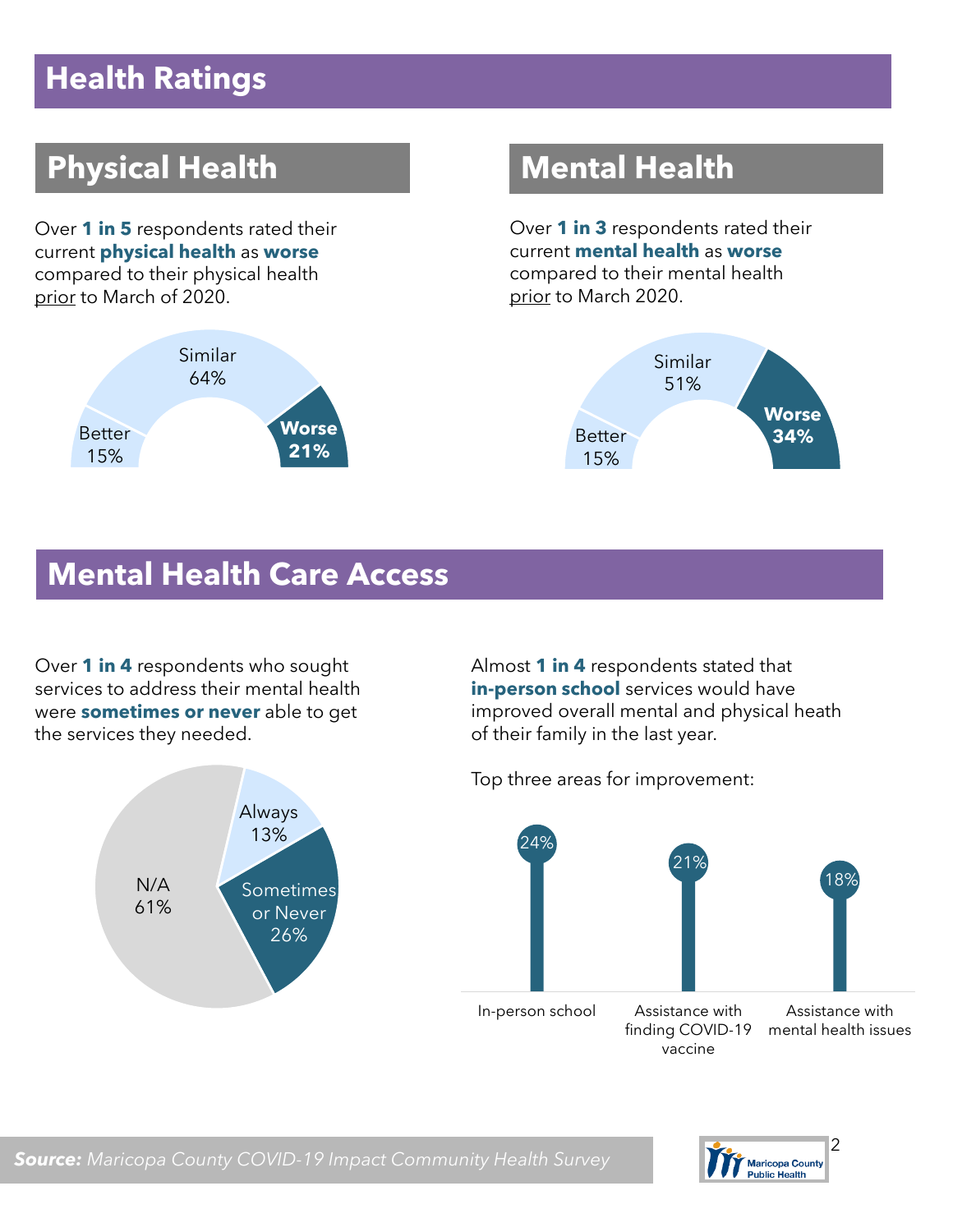# Health Ratings

## Physical Health

Over **1 in 5** respondents rated their current **physical health** as **worse** compared to their physical health prior to March of 2020.

Similar 64%

Better 15%

**Worse 21%**

## Mental Health

Over **1 in 3** respondents rated their current **mental health** as **worse** compared to their mental health prior to March 2020.

Similar 51%

Better 15%

**Worse 34%**

# Mental Health Care Access

Over **1 in 4** respondents who sought services to address their mental health were **sometimes or never** able to get the services they needed.

Always 13%

Sometimes or Never 26%

N/A 61%

Almost **1 in 4** respondents stated that **in-person school** services would have improved overall mental and physical heath of their family in the last year.

Top three areas for improvement:

| Area | Percent |
| --- | --- |
| In-person school | 24% |
| Assistance with finding COVID-19 vaccine | 21% |
| Assistance with mental health issues | 18% |

***Source:*** *Maricopa County COVID-19 Impact Community Health Survey*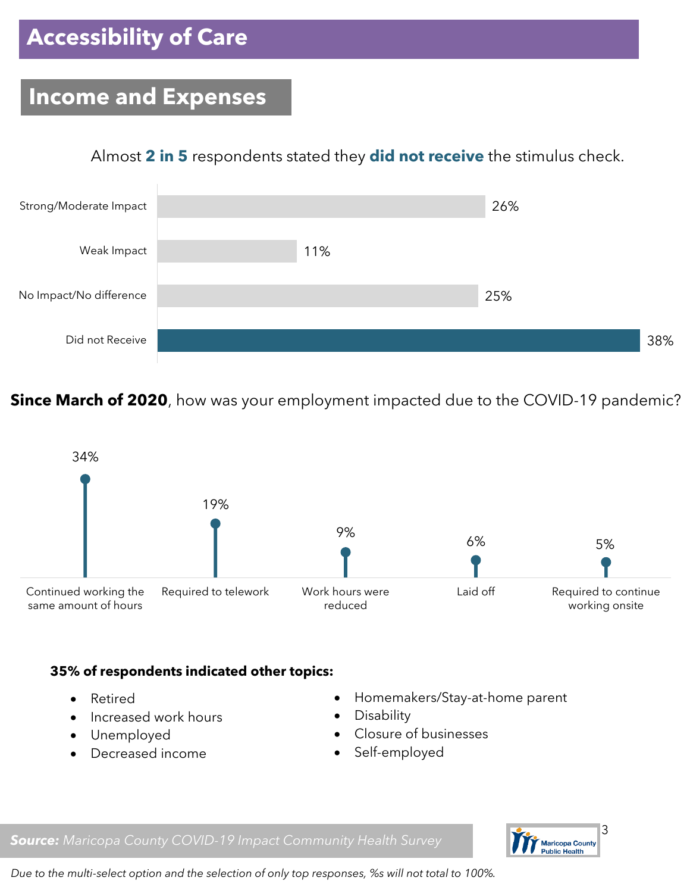# Accessibility of Care

## Income and Expenses

Almost **2 in 5** respondents stated they **did not receive** the stimulus check.

| Response | % |
|---|---|
| Strong/Moderate Impact | 26% |
| Weak Impact | 11% |
| No Impact/No difference | 25% |
| Did not Receive | 38% |

**Since March of 2020**, how was your employment impacted due to the COVID-19 pandemic?

| Response | % |
|---|---|
| Continued working the same amount of hours | 34% |
| Required to telework | 19% |
| Work hours were reduced | 9% |
| Laid off | 6% |
| Required to continue working onsite | 5% |

**35% of respondents indicated other topics:**

- Retired
- Increased work hours
- Unemployed
- Decreased income
- Homemakers/Stay-at-home parent
- Disability
- Closure of businesses
- Self-employed

***Source:*** *Maricopa County COVID-19 Impact Community Health Survey*

*Due to the multi-select option and the selection of only top responses, %s will not total to 100%.*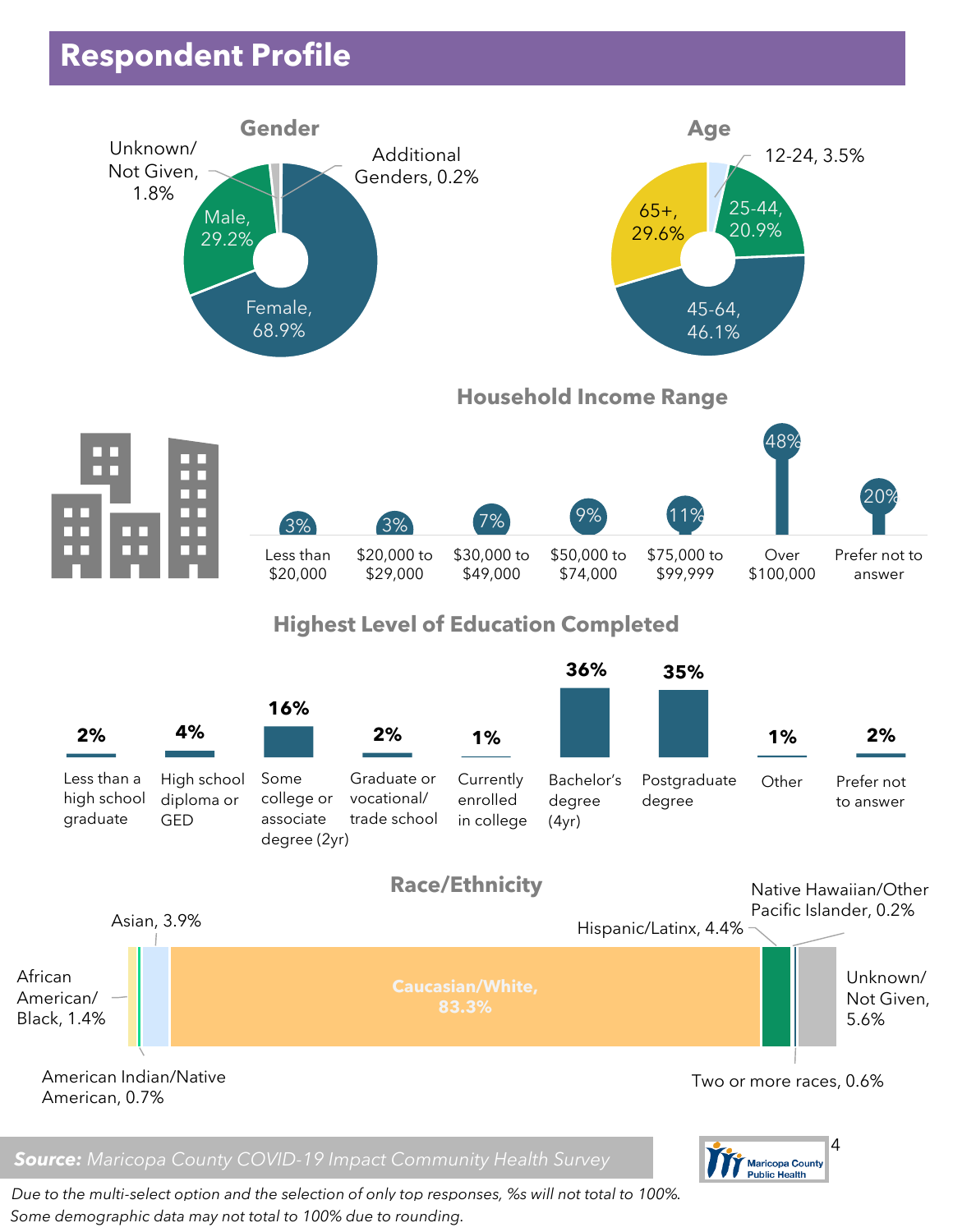# Respondent Profile

## Gender

Unknown/ Not Given, 1.8%
Additional Genders, 0.2%
Male, 29.2%
Female, 68.9%

## Age

12-24, 3.5%
25-44, 20.9%
45-64, 46.1%
65+, 29.6%

## Household Income Range

Less than $20,000 3%
$20,000 to $29,000 3%
$30,000 to $49,000 7%
$50,000 to $74,000 9%
$75,000 to $99,999 11%
Over $100,000 48%
Prefer not to answer 20%

## Highest Level of Education Completed

Less than a high school graduate 2%
High school diploma or GED 4%
Some college or associate degree (2yr) 16%
Graduate or vocational/ trade school 2%
Currently enrolled in college 1%
Bachelor's degree (4yr) 36%
Postgraduate degree 35%
Other 1%
Prefer not to answer 2%

## Race/Ethnicity

African American/ Black, 1.4%
American Indian/Native American, 0.7%
Asian, 3.9%
Caucasian/White, 83.3%
Hispanic/Latinx, 4.4%
Native Hawaiian/Other Pacific Islander, 0.2%
Two or more races, 0.6%
Unknown/ Not Given, 5.6%

***Source:*** *Maricopa County COVID-19 Impact Community Health Survey*

Maricopa County Public Health

*Due to the multi-select option and the selection of only top responses, %s will not total to 100%.*
*Some demographic data may not total to 100% due to rounding.*